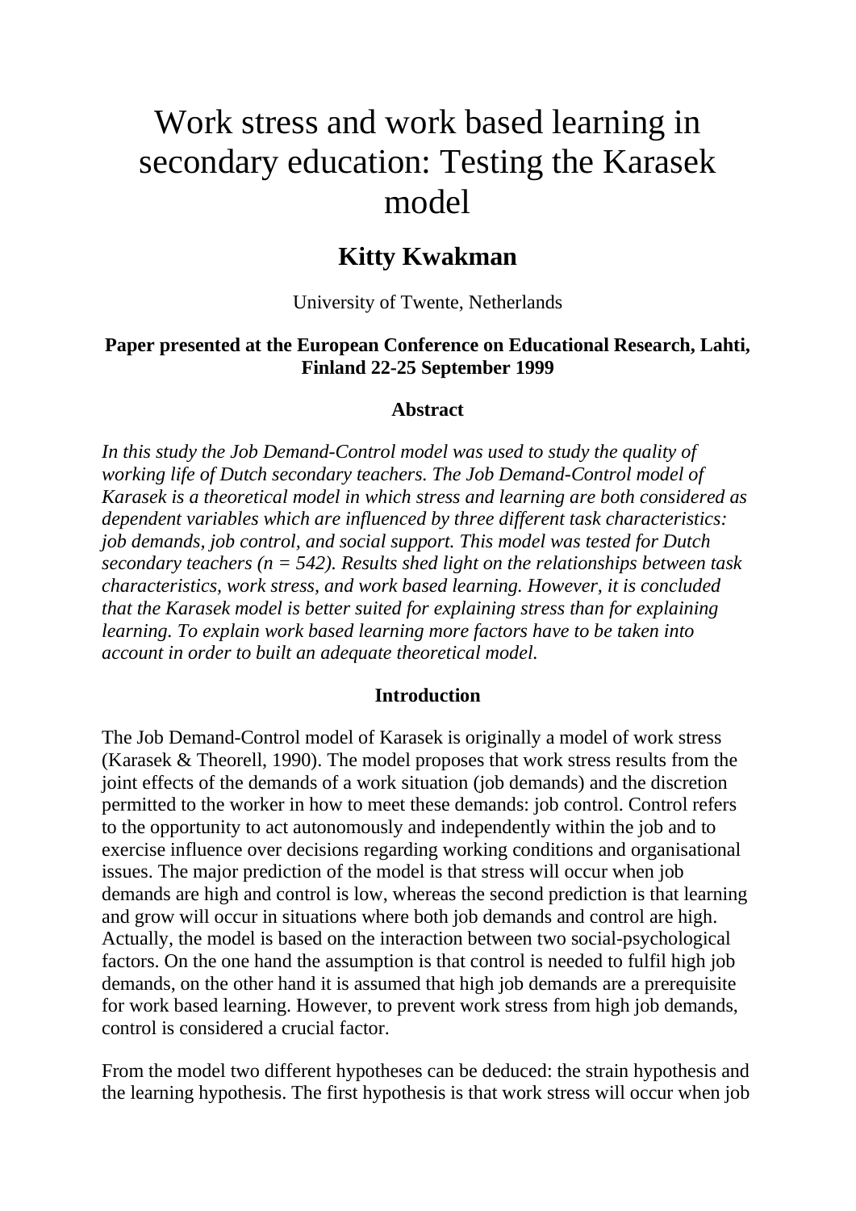# Work stress and work based learning in secondary education: Testing the Karasek model

## Kitty Kwakman

University of Twente, Netherlands

**Paper presented at the European Conference on Educational Research, Lahti, Finland 22-25 September 1999**

### Abstract

*In this study the Job Demand-Control model was used to study the quality of working life of Dutch secondary teachers. The Job Demand-Control model of Karasek is a theoretical model in which stress and learning are both considered as dependent variables which are influenced by three different task characteristics: job demands, job control, and social support. This model was tested for Dutch secondary teachers (n = 542). Results shed light on the relationships between task characteristics, work stress, and work based learning. However, it is concluded that the Karasek model is better suited for explaining stress than for explaining learning. To explain work based learning more factors have to be taken into account in order to built an adequate theoretical model.*

### Introduction

The Job Demand-Control model of Karasek is originally a model of work stress (Karasek & Theorell, 1990). The model proposes that work stress results from the joint effects of the demands of a work situation (job demands) and the discretion permitted to the worker in how to meet these demands: job control. Control refers to the opportunity to act autonomously and independently within the job and to exercise influence over decisions regarding working conditions and organisational issues. The major prediction of the model is that stress will occur when job demands are high and control is low, whereas the second prediction is that learning and grow will occur in situations where both job demands and control are high. Actually, the model is based on the interaction between two social-psychological factors. On the one hand the assumption is that control is needed to fulfil high job demands, on the other hand it is assumed that high job demands are a prerequisite for work based learning. However, to prevent work stress from high job demands, control is considered a crucial factor.

From the model two different hypotheses can be deduced: the strain hypothesis and the learning hypothesis. The first hypothesis is that work stress will occur when job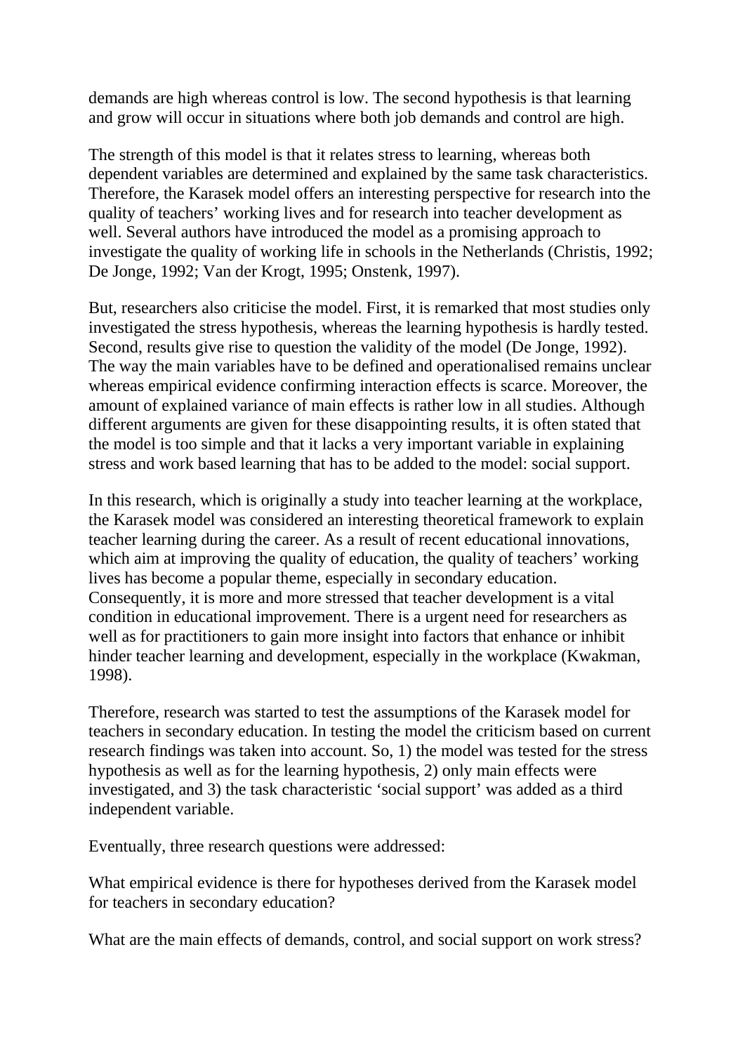demands are high whereas control is low. The second hypothesis is that learning and grow will occur in situations where both job demands and control are high.

The strength of this model is that it relates stress to learning, whereas both dependent variables are determined and explained by the same task characteristics. Therefore, the Karasek model offers an interesting perspective for research into the quality of teachers' working lives and for research into teacher development as well. Several authors have introduced the model as a promising approach to investigate the quality of working life in schools in the Netherlands (Christis, 1992; De Jonge, 1992; Van der Krogt, 1995; Onstenk, 1997).

But, researchers also criticise the model. First, it is remarked that most studies only investigated the stress hypothesis, whereas the learning hypothesis is hardly tested. Second, results give rise to question the validity of the model (De Jonge, 1992). The way the main variables have to be defined and operationalised remains unclear whereas empirical evidence confirming interaction effects is scarce. Moreover, the amount of explained variance of main effects is rather low in all studies. Although different arguments are given for these disappointing results, it is often stated that the model is too simple and that it lacks a very important variable in explaining stress and work based learning that has to be added to the model: social support.

In this research, which is originally a study into teacher learning at the workplace, the Karasek model was considered an interesting theoretical framework to explain teacher learning during the career. As a result of recent educational innovations, which aim at improving the quality of education, the quality of teachers' working lives has become a popular theme, especially in secondary education. Consequently, it is more and more stressed that teacher development is a vital condition in educational improvement. There is a urgent need for researchers as well as for practitioners to gain more insight into factors that enhance or inhibit hinder teacher learning and development, especially in the workplace (Kwakman, 1998).

Therefore, research was started to test the assumptions of the Karasek model for teachers in secondary education. In testing the model the criticism based on current research findings was taken into account. So, 1) the model was tested for the stress hypothesis as well as for the learning hypothesis, 2) only main effects were investigated, and 3) the task characteristic 'social support' was added as a third independent variable.

Eventually, three research questions were addressed:

What empirical evidence is there for hypotheses derived from the Karasek model for teachers in secondary education?

What are the main effects of demands, control, and social support on work stress?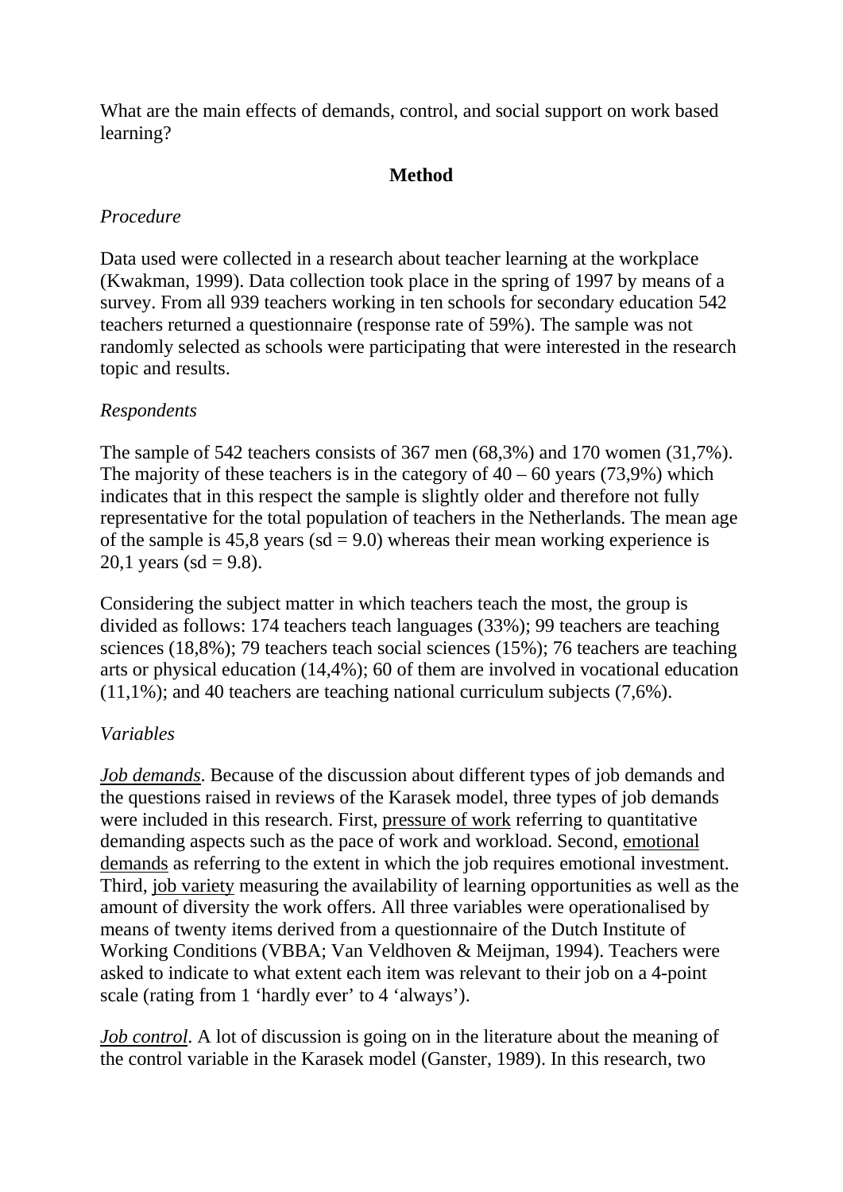What are the main effects of demands, control, and social support on work based learning?

## Method

*Procedure*

Data used were collected in a research about teacher learning at the workplace (Kwakman, 1999). Data collection took place in the spring of 1997 by means of a survey. From all 939 teachers working in ten schools for secondary education 542 teachers returned a questionnaire (response rate of 59%). The sample was not randomly selected as schools were participating that were interested in the research topic and results.

*Respondents*

The sample of 542 teachers consists of 367 men (68,3%) and 170 women (31,7%). The majority of these teachers is in the category of 40 – 60 years (73,9%) which indicates that in this respect the sample is slightly older and therefore not fully representative for the total population of teachers in the Netherlands. The mean age of the sample is 45,8 years (sd = 9.0) whereas their mean working experience is 20,1 years (sd = 9.8).

Considering the subject matter in which teachers teach the most, the group is divided as follows: 174 teachers teach languages (33%); 99 teachers are teaching sciences (18,8%); 79 teachers teach social sciences (15%); 76 teachers are teaching arts or physical education (14,4%); 60 of them are involved in vocational education (11,1%); and 40 teachers are teaching national curriculum subjects (7,6%).

*Variables*

*Job demands*. Because of the discussion about different types of job demands and the questions raised in reviews of the Karasek model, three types of job demands were included in this research. First, pressure of work referring to quantitative demanding aspects such as the pace of work and workload. Second, emotional demands as referring to the extent in which the job requires emotional investment. Third, job variety measuring the availability of learning opportunities as well as the amount of diversity the work offers. All three variables were operationalised by means of twenty items derived from a questionnaire of the Dutch Institute of Working Conditions (VBBA; Van Veldhoven & Meijman, 1994). Teachers were asked to indicate to what extent each item was relevant to their job on a 4-point scale (rating from 1 'hardly ever' to 4 'always').

*Job control*. A lot of discussion is going on in the literature about the meaning of the control variable in the Karasek model (Ganster, 1989). In this research, two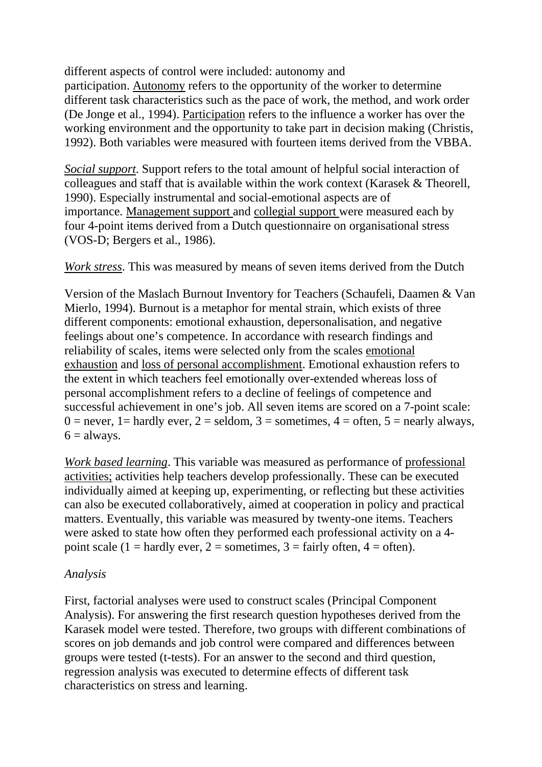different aspects of control were included: autonomy and participation. Autonomy refers to the opportunity of the worker to determine different task characteristics such as the pace of work, the method, and work order (De Jonge et al., 1994). Participation refers to the influence a worker has over the working environment and the opportunity to take part in decision making (Christis, 1992). Both variables were measured with fourteen items derived from the VBBA.

*Social support*. Support refers to the total amount of helpful social interaction of colleagues and staff that is available within the work context (Karasek & Theorell, 1990). Especially instrumental and social-emotional aspects are of importance. Management support and collegial support were measured each by four 4-point items derived from a Dutch questionnaire on organisational stress (VOS-D; Bergers et al., 1986).

*Work stress*. This was measured by means of seven items derived from the Dutch

Version of the Maslach Burnout Inventory for Teachers (Schaufeli, Daamen & Van Mierlo, 1994). Burnout is a metaphor for mental strain, which exists of three different components: emotional exhaustion, depersonalisation, and negative feelings about one's competence. In accordance with research findings and reliability of scales, items were selected only from the scales emotional exhaustion and loss of personal accomplishment. Emotional exhaustion refers to the extent in which teachers feel emotionally over-extended whereas loss of personal accomplishment refers to a decline of feelings of competence and successful achievement in one's job. All seven items are scored on a 7-point scale: 0 = never, 1= hardly ever, 2 = seldom, 3 = sometimes, 4 = often, 5 = nearly always, 6 = always.

*Work based learning*. This variable was measured as performance of professional activities; activities help teachers develop professionally. These can be executed individually aimed at keeping up, experimenting, or reflecting but these activities can also be executed collaboratively, aimed at cooperation in policy and practical matters. Eventually, this variable was measured by twenty-one items. Teachers were asked to state how often they performed each professional activity on a 4-point scale (1 = hardly ever, 2 = sometimes, 3 = fairly often, 4 = often).

### *Analysis*

First, factorial analyses were used to construct scales (Principal Component Analysis). For answering the first research question hypotheses derived from the Karasek model were tested. Therefore, two groups with different combinations of scores on job demands and job control were compared and differences between groups were tested (t-tests). For an answer to the second and third question, regression analysis was executed to determine effects of different task characteristics on stress and learning.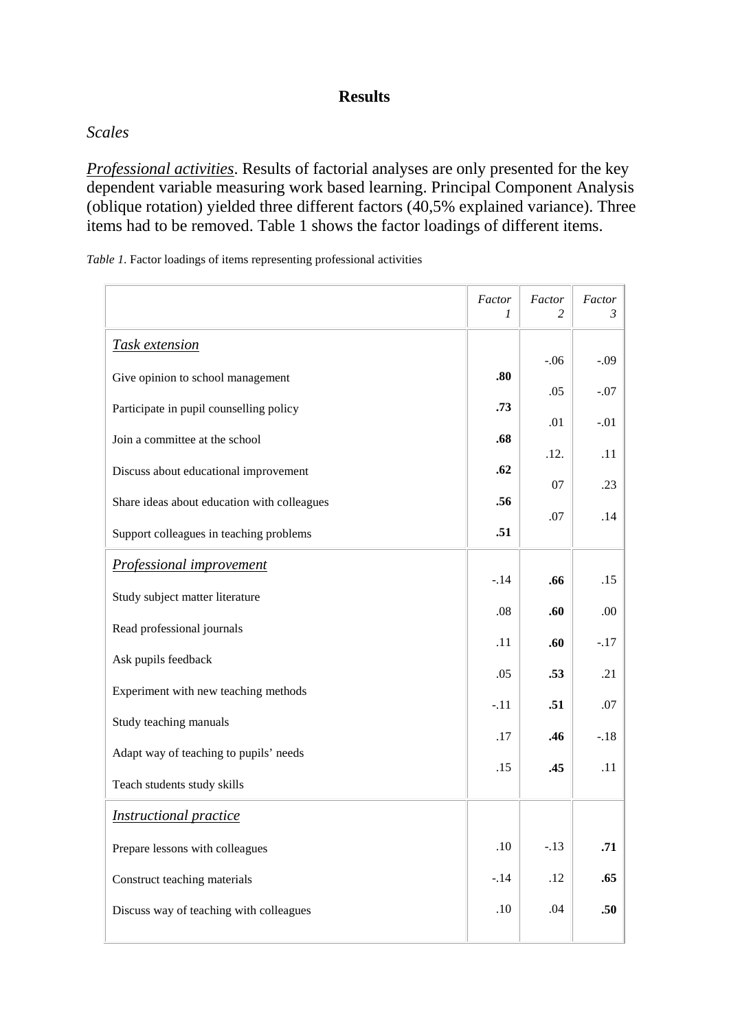# Results

## *Scales*

*Professional activities*. Results of factorial analyses are only presented for the key dependent variable measuring work based learning. Principal Component Analysis (oblique rotation) yielded three different factors (40,5% explained variance). Three items had to be removed. Table 1 shows the factor loadings of different items.

*Table 1*. Factor loadings of items representing professional activities

| | *Factor 1* | *Factor 2* | *Factor 3* |
|---|---|---|---|
| *Task extension* | | | |
| Give opinion to school management | **.80** | -.06 | -.09 |
| Participate in pupil counselling policy | **.73** | .05 | -.07 |
| Join a committee at the school | **.68** | .01 | -.01 |
| Discuss about educational improvement | **.62** | .12. | .11 |
| Share ideas about education with colleagues | **.56** | 07 | .23 |
| Support colleagues in teaching problems | **.51** | .07 | .14 |
| *Professional improvement* | | | |
| Study subject matter literature | -.14 | **.66** | .15 |
| Read professional journals | .08 | **.60** | .00 |
| Ask pupils feedback | .11 | **.60** | -.17 |
| Experiment with new teaching methods | .05 | **.53** | .21 |
| Study teaching manuals | -.11 | **.51** | .07 |
| Adapt way of teaching to pupils' needs | .17 | **.46** | -.18 |
| Teach students study skills | .15 | **.45** | .11 |
| *Instructional practice* | | | |
| Prepare lessons with colleagues | .10 | -.13 | **.71** |
| Construct teaching materials | -.14 | .12 | **.65** |
| Discuss way of teaching with colleagues | .10 | .04 | **.50** |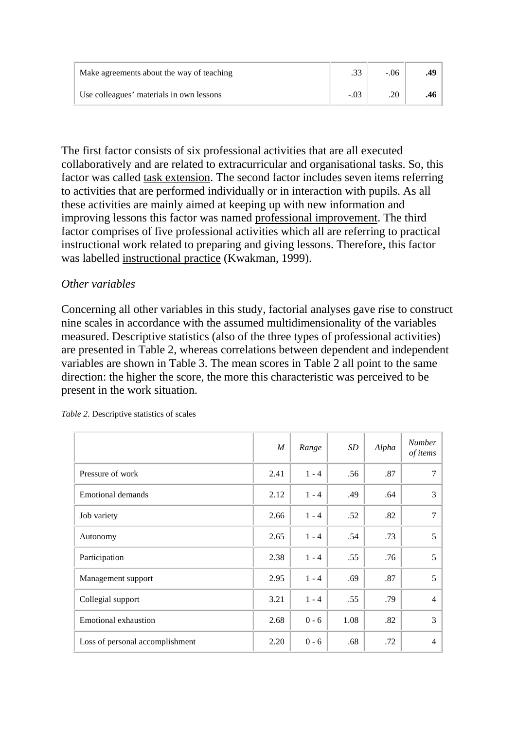| | | | |
|---|---|---|---|
| Make agreements about the way of teaching | .33 | -.06 | **.49** |
| Use colleagues' materials in own lessons | -.03 | .20 | **.46** |

The first factor consists of six professional activities that are all executed collaboratively and are related to extracurricular and organisational tasks. So, this factor was called task extension. The second factor includes seven items referring to activities that are performed individually or in interaction with pupils. As all these activities are mainly aimed at keeping up with new information and improving lessons this factor was named professional improvement. The third factor comprises of five professional activities which all are referring to practical instructional work related to preparing and giving lessons. Therefore, this factor was labelled instructional practice (Kwakman, 1999).

### *Other variables*

Concerning all other variables in this study, factorial analyses gave rise to construct nine scales in accordance with the assumed multidimensionality of the variables measured. Descriptive statistics (also of the three types of professional activities) are presented in Table 2, whereas correlations between dependent and independent variables are shown in Table 3. The mean scores in Table 2 all point to the same direction: the higher the score, the more this characteristic was perceived to be present in the work situation.

*Table 2.* Descriptive statistics of scales

| | *M* | *Range* | *SD* | *Alpha* | *Number of items* |
|---|---|---|---|---|---|
| Pressure of work | 2.41 | 1 - 4 | .56 | .87 | 7 |
| Emotional demands | 2.12 | 1 - 4 | .49 | .64 | 3 |
| Job variety | 2.66 | 1 - 4 | .52 | .82 | 7 |
| Autonomy | 2.65 | 1 - 4 | .54 | .73 | 5 |
| Participation | 2.38 | 1 - 4 | .55 | .76 | 5 |
| Management support | 2.95 | 1 - 4 | .69 | .87 | 5 |
| Collegial support | 3.21 | 1 - 4 | .55 | .79 | 4 |
| Emotional exhaustion | 2.68 | 0 - 6 | 1.08 | .82 | 3 |
| Loss of personal accomplishment | 2.20 | 0 - 6 | .68 | .72 | 4 |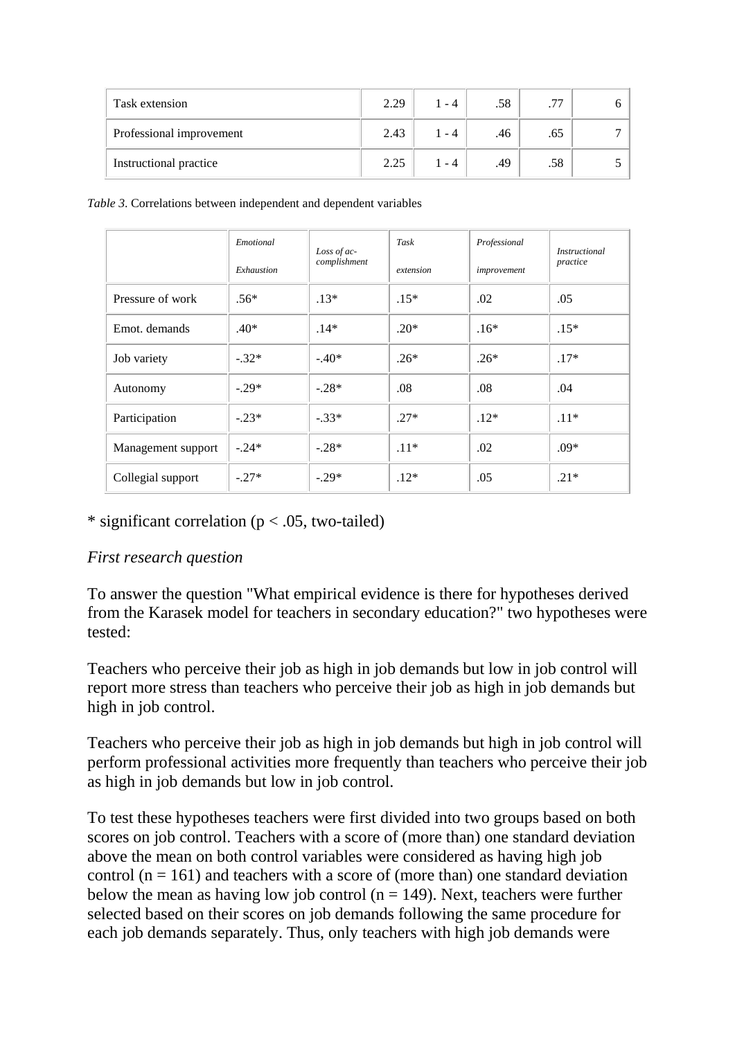| Task extension | 2.29 | 1 - 4 | .58 | .77 | 6 |
|---|---|---|---|---|---|
| Professional improvement | 2.43 | 1 - 4 | .46 | .65 | 7 |
| Instructional practice | 2.25 | 1 - 4 | .49 | .58 | 5 |

*Table 3*. Correlations between independent and dependent variables

| | *Emotional Exhaustion* | *Loss of ac-complishment* | *Task extension* | *Professional improvement* | *Instructional practice* |
|---|---|---|---|---|---|
| Pressure of work | .56* | .13* | .15* | .02 | .05 |
| Emot. demands | .40* | .14* | .20* | .16* | .15* |
| Job variety | -.32* | -.40* | .26* | .26* | .17* |
| Autonomy | -.29* | -.28* | .08 | .08 | .04 |
| Participation | -.23* | -.33* | .27* | .12* | .11* |
| Management support | -.24* | -.28* | .11* | .02 | .09* |
| Collegial support | -.27* | -.29* | .12* | .05 | .21* |

* significant correlation ($p < .05$, two-tailed)

*First research question*

To answer the question "What empirical evidence is there for hypotheses derived from the Karasek model for teachers in secondary education?" two hypotheses were tested:

Teachers who perceive their job as high in job demands but low in job control will report more stress than teachers who perceive their job as high in job demands but high in job control.

Teachers who perceive their job as high in job demands but high in job control will perform professional activities more frequently than teachers who perceive their job as high in job demands but low in job control.

To test these hypotheses teachers were first divided into two groups based on both scores on job control. Teachers with a score of (more than) one standard deviation above the mean on both control variables were considered as having high job control ($n = 161$) and teachers with a score of (more than) one standard deviation below the mean as having low job control ($n = 149$). Next, teachers were further selected based on their scores on job demands following the same procedure for each job demands separately. Thus, only teachers with high job demands were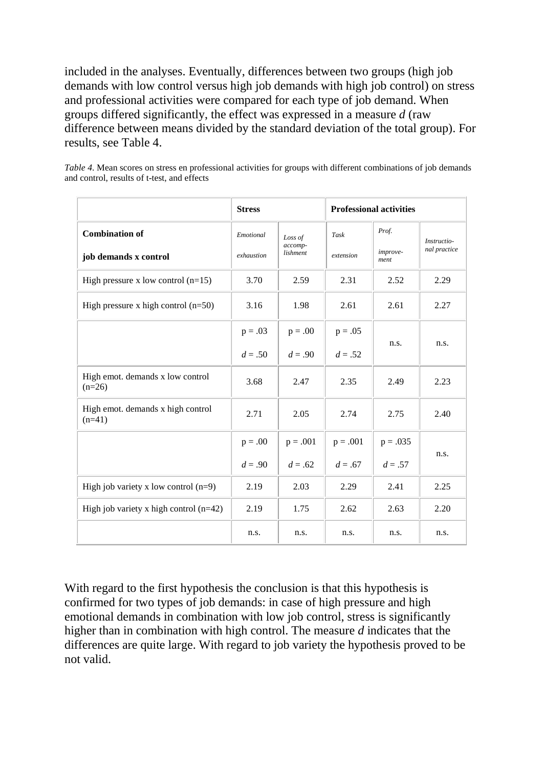included in the analyses. Eventually, differences between two groups (high job demands with low control versus high job demands with high job control) on stress and professional activities were compared for each type of job demand. When groups differed significantly, the effect was expressed in a measure *d* (raw difference between means divided by the standard deviation of the total group). For results, see Table 4.

*Table 4.* Mean scores on stress en professional activities for groups with different combinations of job demands and control, results of t-test, and effects

| | **Stress** | | **Professional activities** | | |
|---|---|---|---|---|---|
| **Combination of job demands x control** | *Emotional exhaustion* | *Loss of accomp-lishment* | *Task extension* | *Prof. improve-ment* | *Instructio-nal practice* |
| High pressure x low control (n=15) | 3.70 | 2.59 | 2.31 | 2.52 | 2.29 |
| High pressure x high control (n=50) | 3.16 | 1.98 | 2.61 | 2.61 | 2.27 |
| | $p = .03$ $d = .50$ | $p = .00$ $d = .90$ | $p = .05$ $d = .52$ | n.s. | n.s. |
| High emot. demands x low control (n=26) | 3.68 | 2.47 | 2.35 | 2.49 | 2.23 |
| High emot. demands x high control (n=41) | 2.71 | 2.05 | 2.74 | 2.75 | 2.40 |
| | $p = .00$ $d = .90$ | $p = .001$ $d = .62$ | $p = .001$ $d = .67$ | $p = .035$ $d = .57$ | n.s. |
| High job variety x low control (n=9) | 2.19 | 2.03 | 2.29 | 2.41 | 2.25 |
| High job variety x high control (n=42) | 2.19 | 1.75 | 2.62 | 2.63 | 2.20 |
| | n.s. | n.s. | n.s. | n.s. | n.s. |

With regard to the first hypothesis the conclusion is that this hypothesis is confirmed for two types of job demands: in case of high pressure and high emotional demands in combination with low job control, stress is significantly higher than in combination with high control. The measure *d* indicates that the differences are quite large. With regard to job variety the hypothesis proved to be not valid.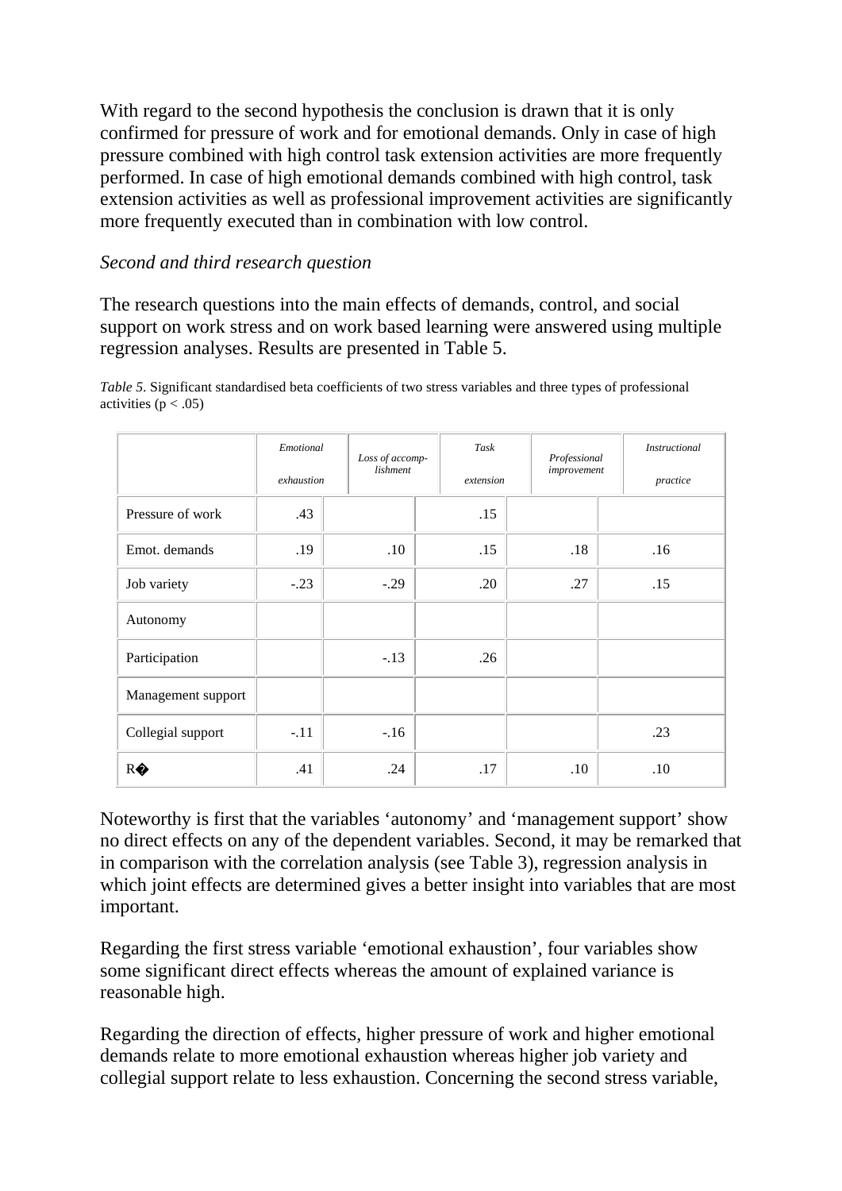With regard to the second hypothesis the conclusion is drawn that it is only confirmed for pressure of work and for emotional demands. Only in case of high pressure combined with high control task extension activities are more frequently performed. In case of high emotional demands combined with high control, task extension activities as well as professional improvement activities are significantly more frequently executed than in combination with low control.

*Second and third research question*

The research questions into the main effects of demands, control, and social support on work stress and on work based learning were answered using multiple regression analyses. Results are presented in Table 5.

*Table 5.* Significant standardised beta coefficients of two stress variables and three types of professional activities ($p < .05$)

| | *Emotional exhaustion* | *Loss of accomp-lishment* | *Task extension* | *Professional improvement* | *Instructional practice* |
|---|---|---|---|---|---|
| Pressure of work | .43 | | .15 | | |
| Emot. demands | .19 | .10 | .15 | .18 | .16 |
| Job variety | -.23 | -.29 | .20 | .27 | .15 |
| Autonomy | | | | | |
| Participation | | -.13 | .26 | | |
| Management support | | | | | |
| Collegial support | -.11 | -.16 | | | .23 |
| R� | .41 | .24 | .17 | .10 | .10 |

Noteworthy is first that the variables ‘autonomy’ and ‘management support’ show no direct effects on any of the dependent variables. Second, it may be remarked that in comparison with the correlation analysis (see Table 3), regression analysis in which joint effects are determined gives a better insight into variables that are most important.

Regarding the first stress variable ‘emotional exhaustion’, four variables show some significant direct effects whereas the amount of explained variance is reasonable high.

Regarding the direction of effects, higher pressure of work and higher emotional demands relate to more emotional exhaustion whereas higher job variety and collegial support relate to less exhaustion. Concerning the second stress variable,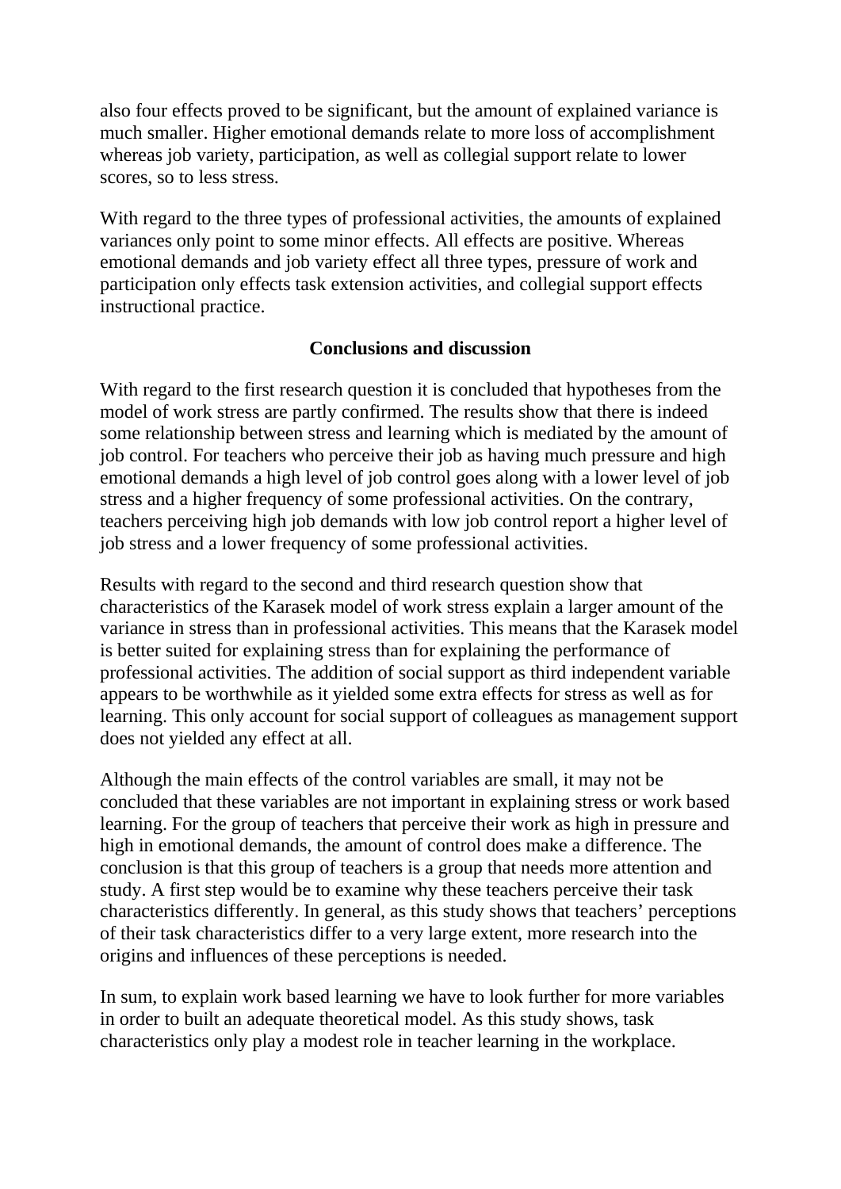also four effects proved to be significant, but the amount of explained variance is much smaller. Higher emotional demands relate to more loss of accomplishment whereas job variety, participation, as well as collegial support relate to lower scores, so to less stress.

With regard to the three types of professional activities, the amounts of explained variances only point to some minor effects. All effects are positive. Whereas emotional demands and job variety effect all three types, pressure of work and participation only effects task extension activities, and collegial support effects instructional practice.

## Conclusions and discussion

With regard to the first research question it is concluded that hypotheses from the model of work stress are partly confirmed. The results show that there is indeed some relationship between stress and learning which is mediated by the amount of job control. For teachers who perceive their job as having much pressure and high emotional demands a high level of job control goes along with a lower level of job stress and a higher frequency of some professional activities. On the contrary, teachers perceiving high job demands with low job control report a higher level of job stress and a lower frequency of some professional activities.

Results with regard to the second and third research question show that characteristics of the Karasek model of work stress explain a larger amount of the variance in stress than in professional activities. This means that the Karasek model is better suited for explaining stress than for explaining the performance of professional activities. The addition of social support as third independent variable appears to be worthwhile as it yielded some extra effects for stress as well as for learning. This only account for social support of colleagues as management support does not yielded any effect at all.

Although the main effects of the control variables are small, it may not be concluded that these variables are not important in explaining stress or work based learning. For the group of teachers that perceive their work as high in pressure and high in emotional demands, the amount of control does make a difference. The conclusion is that this group of teachers is a group that needs more attention and study. A first step would be to examine why these teachers perceive their task characteristics differently. In general, as this study shows that teachers' perceptions of their task characteristics differ to a very large extent, more research into the origins and influences of these perceptions is needed.

In sum, to explain work based learning we have to look further for more variables in order to built an adequate theoretical model. As this study shows, task characteristics only play a modest role in teacher learning in the workplace.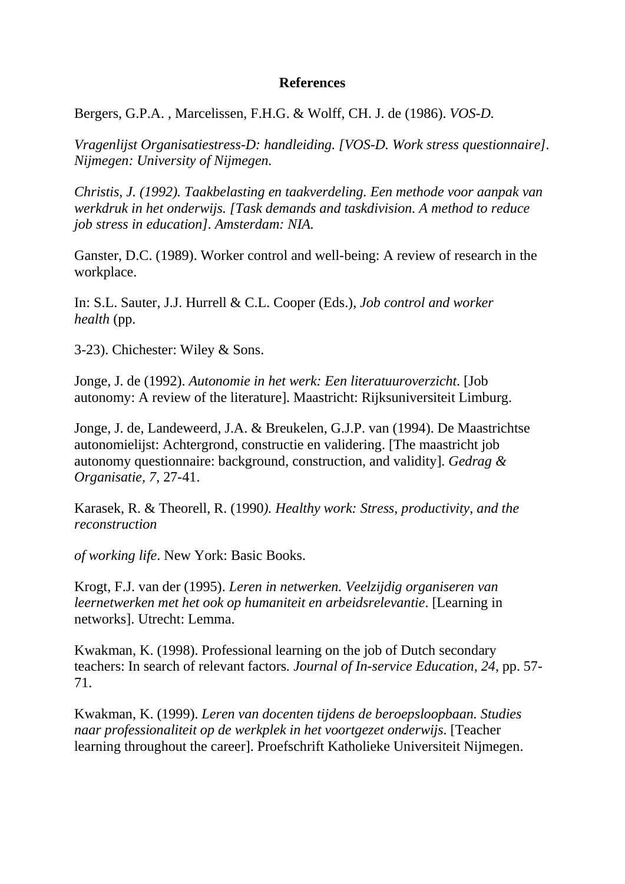**References**

Bergers, G.P.A. , Marcelissen, F.H.G. & Wolff, CH. J. de (1986). *VOS-D.*

*Vragenlijst Organisatiestress-D: handleiding. [VOS-D. Work stress questionnaire]. Nijmegen: University of Nijmegen.*

*Christis, J. (1992). Taakbelasting en taakverdeling. Een methode voor aanpak van werkdruk in het onderwijs. [Task demands and taskdivision. A method to reduce job stress in education]. Amsterdam: NIA.*

Ganster, D.C. (1989). Worker control and well-being: A review of research in the workplace.

In: S.L. Sauter, J.J. Hurrell & C.L. Cooper (Eds.), *Job control and worker health* (pp.

3-23). Chichester: Wiley & Sons.

Jonge, J. de (1992). *Autonomie in het werk: Een literatuuroverzicht*. [Job autonomy: A review of the literature]. Maastricht: Rijksuniversiteit Limburg.

Jonge, J. de, Landeweerd, J.A. & Breukelen, G.J.P. van (1994). De Maastrichtse autonomielijst: Achtergrond, constructie en validering. [The maastricht job autonomy questionnaire: background, construction, and validity]. *Gedrag & Organisatie, 7*, 27-41.

Karasek, R. & Theorell, R. (1990*). Healthy work: Stress, productivity, and the reconstruction*

*of working life*. New York: Basic Books.

Krogt, F.J. van der (1995). *Leren in netwerken. Veelzijdig organiseren van leernetwerken met het ook op humaniteit en arbeidsrelevantie*. [Learning in networks]. Utrecht: Lemma.

Kwakman, K. (1998). Professional learning on the job of Dutch secondary teachers: In search of relevant factors*. Journal of In-service Education, 24*, pp. 57-71.

Kwakman, K. (1999). *Leren van docenten tijdens de beroepsloopbaan. Studies naar professionaliteit op de werkplek in het voortgezet onderwijs.* [Teacher learning throughout the career]. Proefschrift Katholieke Universiteit Nijmegen.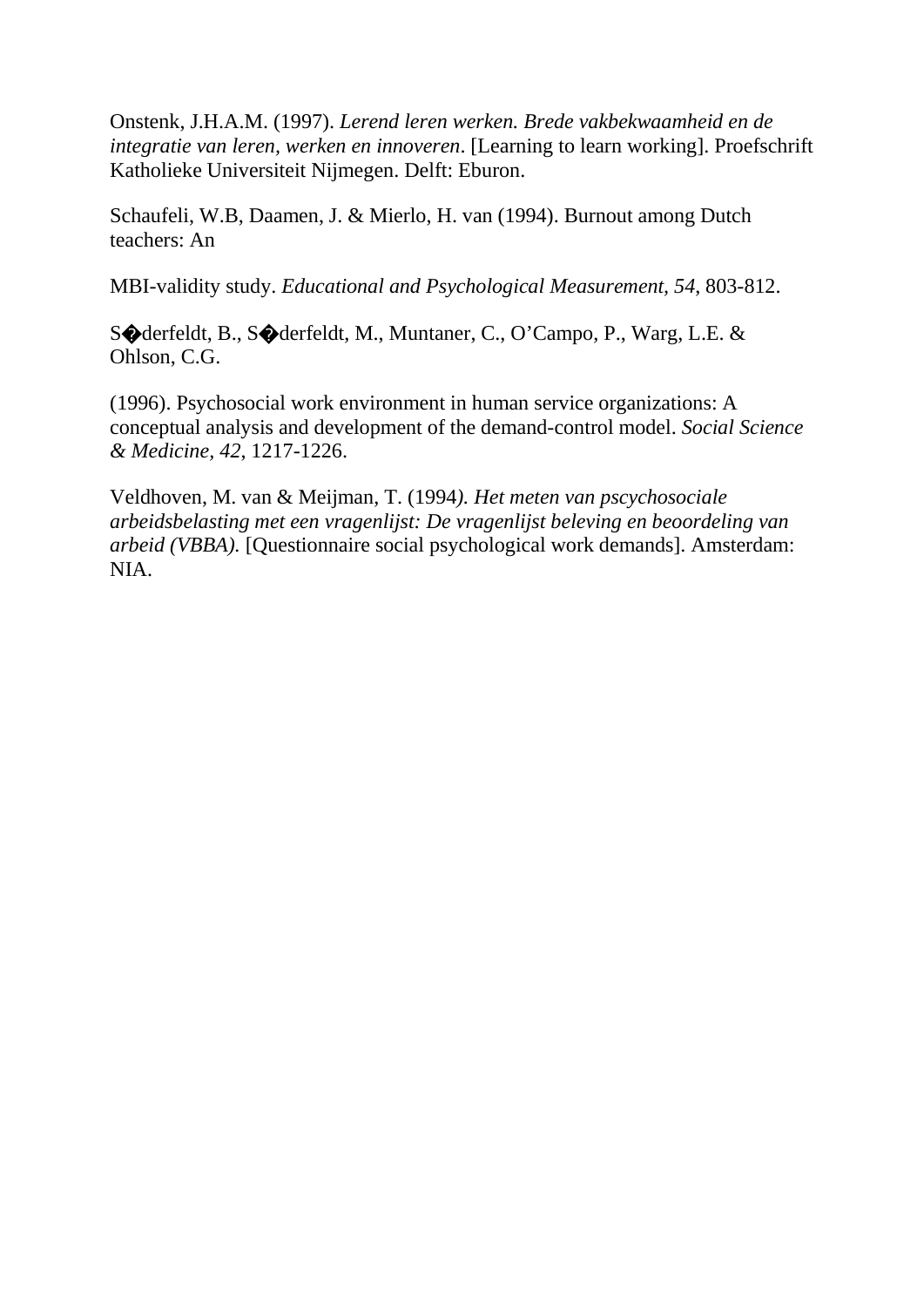Onstenk, J.H.A.M. (1997). *Lerend leren werken. Brede vakbekwaamheid en de integratie van leren, werken en innoveren*. [Learning to learn working]. Proefschrift Katholieke Universiteit Nijmegen. Delft: Eburon.

Schaufeli, W.B, Daamen, J. & Mierlo, H. van (1994). Burnout among Dutch teachers: An

MBI-validity study. *Educational and Psychological Measurement, 54,* 803-812.

S�derfeldt, B., S�derfeldt, M., Muntaner, C., O'Campo, P., Warg, L.E. & Ohlson, C.G.

(1996). Psychosocial work environment in human service organizations: A conceptual analysis and development of the demand-control model. *Social Science & Medicine, 42,* 1217-1226.

Veldhoven, M. van & Meijman, T. (1994*). Het meten van pscychosociale arbeidsbelasting met een vragenlijst: De vragenlijst beleving en beoordeling van arbeid (VBBA).* [Questionnaire social psychological work demands]. Amsterdam: NIA.